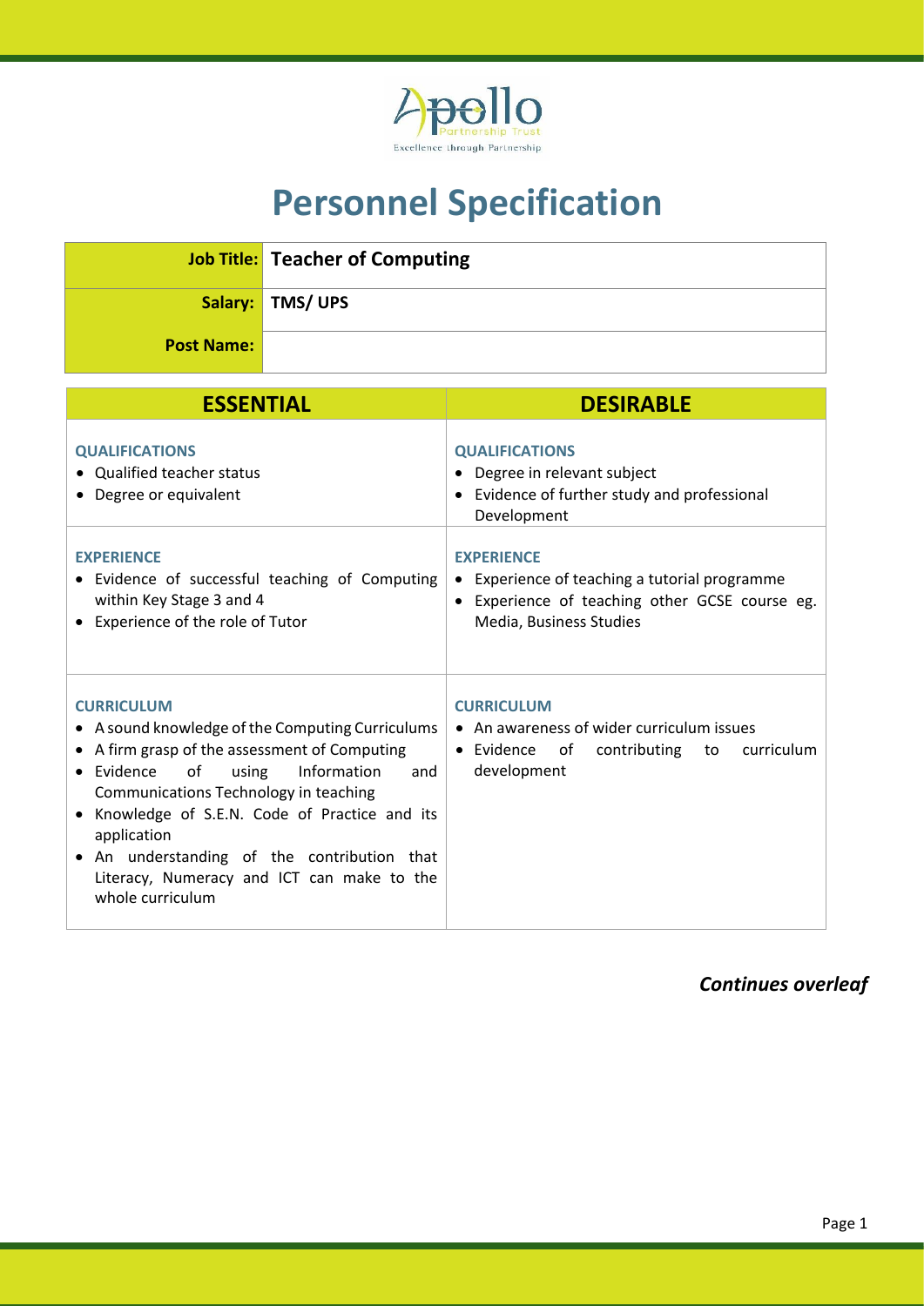# Personnel Specification

| | |
|---|---|
| **Job Title:** | **Teacher of Computing** |
| **Salary:** | **TMS/ UPS** |
| **Post Name:** | |

| ESSENTIAL | DESIRABLE |
|---|---|
| **QUALIFICATIONS**<br>• Qualified teacher status<br>• Degree or equivalent | **QUALIFICATIONS**<br>• Degree in relevant subject<br>• Evidence of further study and professional Development |
| **EXPERIENCE**<br>• Evidence of successful teaching of Computing within Key Stage 3 and 4<br>• Experience of the role of Tutor | **EXPERIENCE**<br>• Experience of teaching a tutorial programme<br>• Experience of teaching other GCSE course eg. Media, Business Studies |
| **CURRICULUM**<br>• A sound knowledge of the Computing Curriculums<br>• A firm grasp of the assessment of Computing<br>• Evidence of using Information and Communications Technology in teaching<br>• Knowledge of S.E.N. Code of Practice and its application<br>• An understanding of the contribution that Literacy, Numeracy and ICT can make to the whole curriculum | **CURRICULUM**<br>• An awareness of wider curriculum issues<br>• Evidence of contributing to curriculum development |

***Continues overleaf***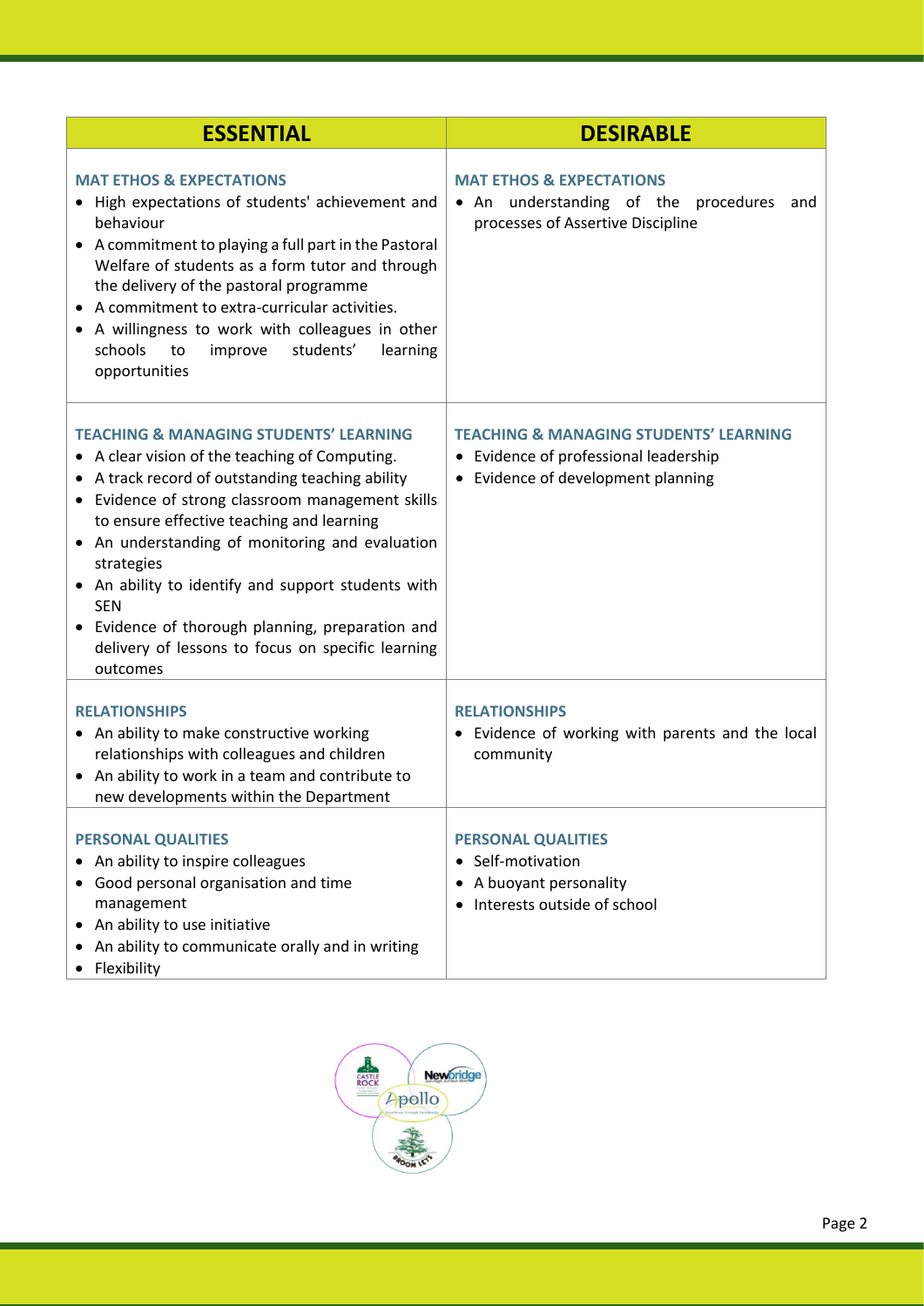| ESSENTIAL | DESIRABLE |
|---|---|
| **MAT ETHOS & EXPECTATIONS**<br>• High expectations of students' achievement and behaviour<br>• A commitment to playing a full part in the Pastoral Welfare of students as a form tutor and through the delivery of the pastoral programme<br>• A commitment to extra-curricular activities.<br>• A willingness to work with colleagues in other schools to improve students' learning opportunities | **MAT ETHOS & EXPECTATIONS**<br>• An understanding of the procedures and processes of Assertive Discipline |
| **TEACHING & MANAGING STUDENTS' LEARNING**<br>• A clear vision of the teaching of Computing.<br>• A track record of outstanding teaching ability<br>• Evidence of strong classroom management skills to ensure effective teaching and learning<br>• An understanding of monitoring and evaluation strategies<br>• An ability to identify and support students with SEN<br>• Evidence of thorough planning, preparation and delivery of lessons to focus on specific learning outcomes | **TEACHING & MANAGING STUDENTS' LEARNING**<br>• Evidence of professional leadership<br>• Evidence of development planning |
| **RELATIONSHIPS**<br>• An ability to make constructive working relationships with colleagues and children<br>• An ability to work in a team and contribute to new developments within the Department | **RELATIONSHIPS**<br>• Evidence of working with parents and the local community |
| **PERSONAL QUALITIES**<br>• An ability to inspire colleagues<br>• Good personal organisation and time management<br>• An ability to use initiative<br>• An ability to communicate orally and in writing<br>• Flexibility | **PERSONAL QUALITIES**<br>• Self-motivation<br>• A buoyant personality<br>• Interests outside of school |